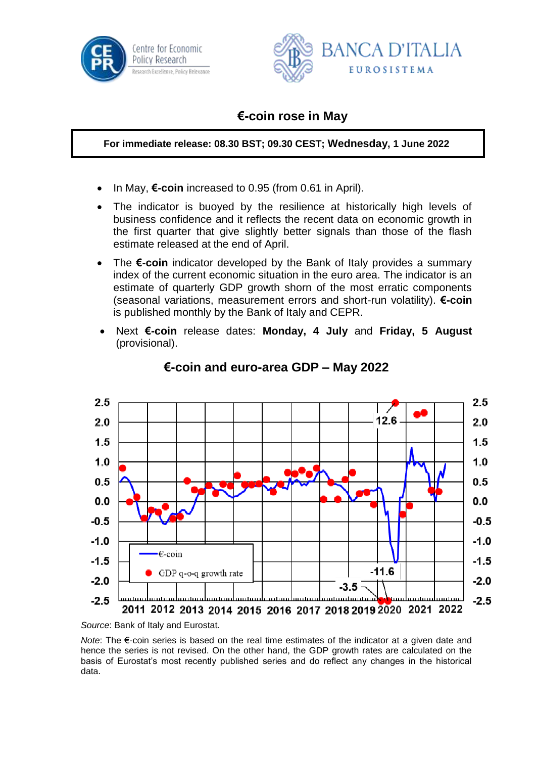Centre for Economic Policy Research

BANCA D'ITALIA
EUROSISTEMA

# €-coin rose in May

**For immediate release: 08.30 BST; 09.30 CEST; Wednesday, 1 June 2022**

- In May, **€-coin** increased to 0.95 (from 0.61 in April).
- The indicator is buoyed by the resilience at historically high levels of business confidence and it reflects the recent data on economic growth in the first quarter that give slightly better signals than those of the flash estimate released at the end of April.
- The **€-coin** indicator developed by the Bank of Italy provides a summary index of the current economic situation in the euro area. The indicator is an estimate of quarterly GDP growth shorn of the most erratic components (seasonal variations, measurement errors and short-run volatility). **€-coin** is published monthly by the Bank of Italy and CEPR.
- Next **€-coin** release dates: **Monday, 4 July** and **Friday, 5 August** (provisional).

## €-coin and euro-area GDP – May 2022

*Source*: Bank of Italy and Eurostat.

*Note*: The €-coin series is based on the real time estimates of the indicator at a given date and hence the series is not revised. On the other hand, the GDP growth rates are calculated on the basis of Eurostat's most recently published series and do reflect any changes in the historical data.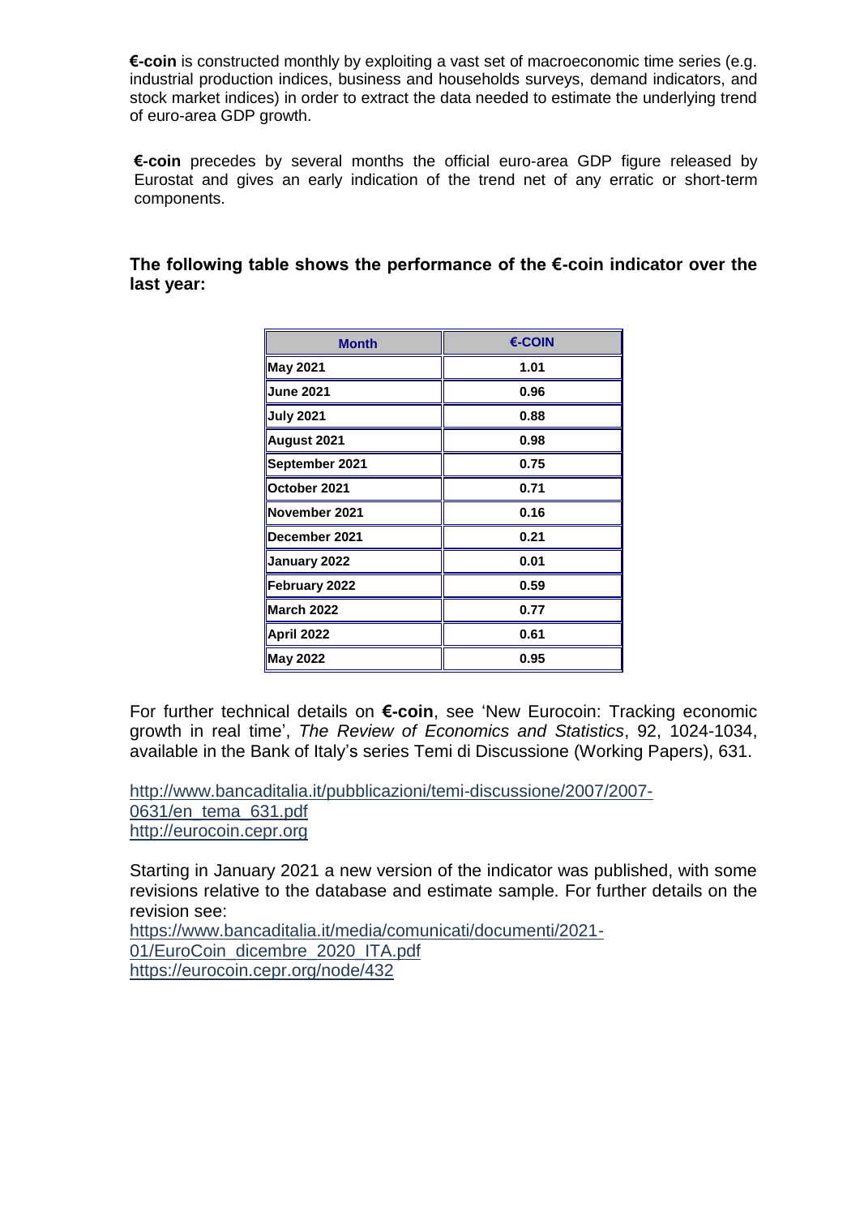**€-coin** is constructed monthly by exploiting a vast set of macroeconomic time series (e.g. industrial production indices, business and households surveys, demand indicators, and stock market indices) in order to extract the data needed to estimate the underlying trend of euro-area GDP growth.

**€-coin** precedes by several months the official euro-area GDP figure released by Eurostat and gives an early indication of the trend net of any erratic or short-term components.

**The following table shows the performance of the €-coin indicator over the last year:**

| Month | €-COIN |
|---|---|
| May 2021 | 1.01 |
| June 2021 | 0.96 |
| July 2021 | 0.88 |
| August 2021 | 0.98 |
| September 2021 | 0.75 |
| October 2021 | 0.71 |
| November 2021 | 0.16 |
| December 2021 | 0.21 |
| January 2022 | 0.01 |
| February 2022 | 0.59 |
| March 2022 | 0.77 |
| April 2022 | 0.61 |
| May 2022 | 0.95 |

For further technical details on **€-coin**, see 'New Eurocoin: Tracking economic growth in real time', *The Review of Economics and Statistics*, 92, 1024-1034, available in the Bank of Italy's series Temi di Discussione (Working Papers), 631.

http://www.bancaditalia.it/pubblicazioni/temi-discussione/2007/2007-0631/en_tema_631.pdf
http://eurocoin.cepr.org

Starting in January 2021 a new version of the indicator was published, with some revisions relative to the database and estimate sample. For further details on the revision see:
https://www.bancaditalia.it/media/comunicati/documenti/2021-01/EuroCoin_dicembre_2020_ITA.pdf
https://eurocoin.cepr.org/node/432